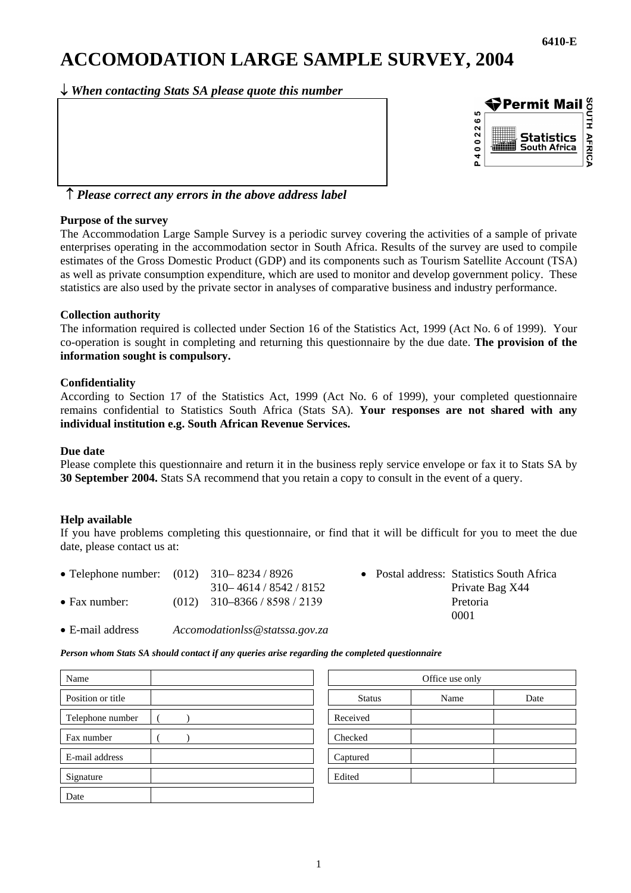6410-E

# ACCOMODATION LARGE SAMPLE SURVEY, 2004

↓ *When contacting Stats SA please quote this number*

↑ *Please correct any errors in the above address label*

Permit Mail
P 4 0 0 2 2 6 5
Statistics South Africa
SOUTH AFRICA

**Purpose of the survey**

The Accommodation Large Sample Survey is a periodic survey covering the activities of a sample of private enterprises operating in the accommodation sector in South Africa. Results of the survey are used to compile estimates of the Gross Domestic Product (GDP) and its components such as Tourism Satellite Account (TSA) as well as private consumption expenditure, which are used to monitor and develop government policy. These statistics are also used by the private sector in analyses of comparative business and industry performance.

**Collection authority**

The information required is collected under Section 16 of the Statistics Act, 1999 (Act No. 6 of 1999). Your co-operation is sought in completing and returning this questionnaire by the due date. **The provision of the information sought is compulsory.**

**Confidentiality**

According to Section 17 of the Statistics Act, 1999 (Act No. 6 of 1999), your completed questionnaire remains confidential to Statistics South Africa (Stats SA). **Your responses are not shared with any individual institution e.g. South African Revenue Services.**

**Due date**

Please complete this questionnaire and return it in the business reply service envelope or fax it to Stats SA by **30 September 2004.** Stats SA recommend that you retain a copy to consult in the event of a query.

**Help available**

If you have problems completing this questionnaire, or find that it will be difficult for you to meet the due date, please contact us at:

- Telephone number: (012) 310– 8234 / 8926
  310– 4614 / 8542 / 8152
- Fax number: (012) 310–8366 / 8598 / 2139
- E-mail address *Accomodationlss@statssa.gov.za*
- Postal address: Statistics South Africa
  Private Bag X44
  Pretoria
  0001

***Person whom Stats SA should contact if any queries arise regarding the completed questionnaire***

| | |
|---|---|
| Name | |
| Position or title | |
| Telephone number | (     ) |
| Fax number | (     ) |
| E-mail address | |
| Signature | |
| Date | |

| Office use only | | |
|---|---|---|
| Status | Name | Date |
| Received | | |
| Checked | | |
| Captured | | |
| Edited | | |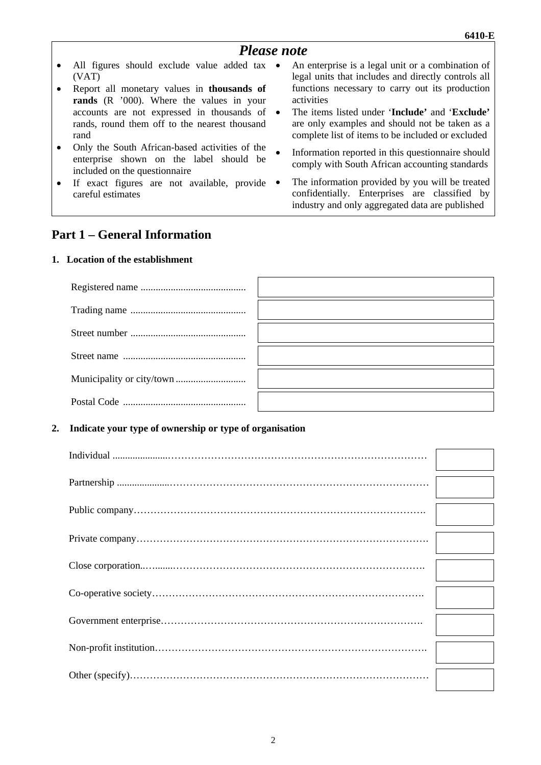## *Please note*

- All figures should exclude value added tax (VAT)
- Report all monetary values in **thousands of rands** (R '000). Where the values in your accounts are not expressed in thousands of rands, round them off to the nearest thousand rand
- Only the South African-based activities of the enterprise shown on the label should be included on the questionnaire
- If exact figures are not available, provide careful estimates
- An enterprise is a legal unit or a combination of legal units that includes and directly controls all functions necessary to carry out its production activities
- The items listed under '**Include'** and '**Exclude'** are only examples and should not be taken as a complete list of items to be included or excluded
- Information reported in this questionnaire should comply with South African accounting standards
- The information provided by you will be treated confidentially. Enterprises are classified by industry and only aggregated data are published

## Part 1 – General Information

### 1. Location of the establishment

| | |
|---|---|
| Registered name | |
| Trading name | |
| Street number | |
| Street name | |
| Municipality or city/town | |
| Postal Code | |

### 2. Indicate your type of ownership or type of organisation

| | |
|---|---|
| Individual | |
| Partnership | |
| Public company | |
| Private company | |
| Close corporation | |
| Co-operative society | |
| Government enterprise | |
| Non-profit institution | |
| Other (specify) | |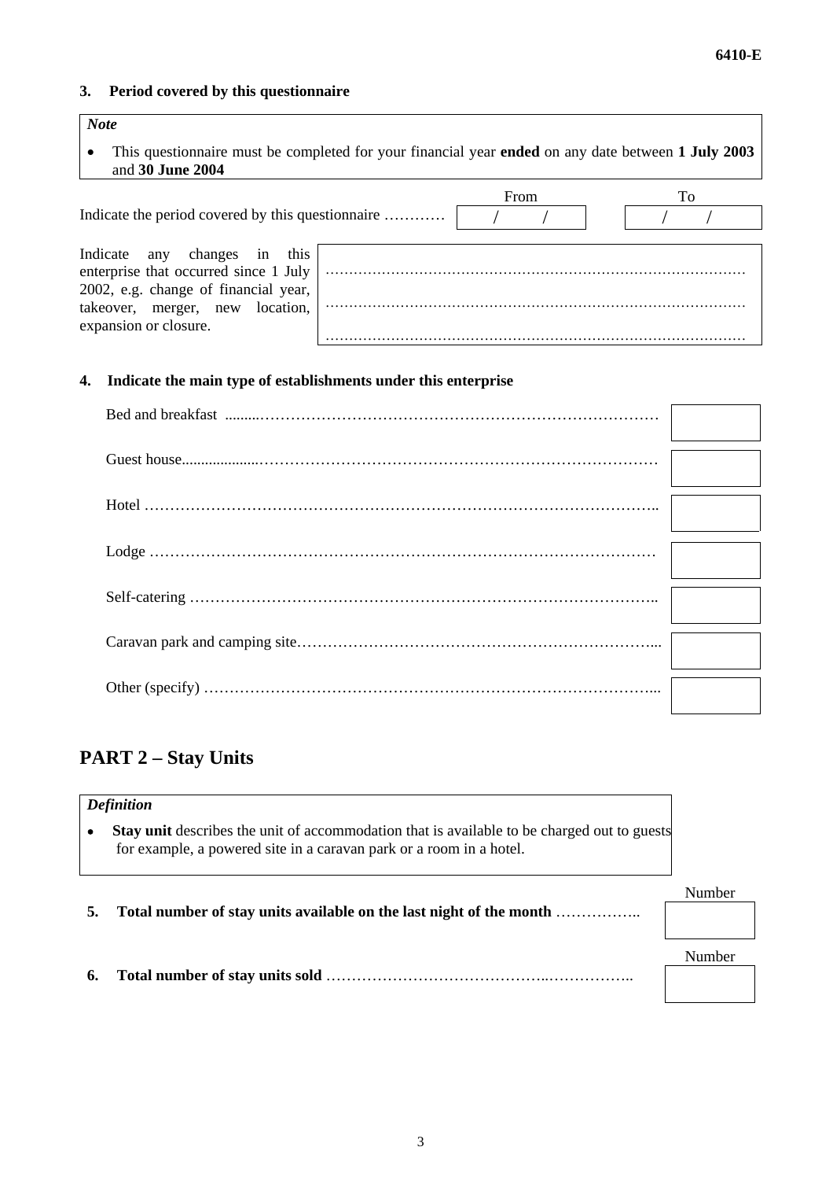### 3. Period covered by this questionnaire

> ***Note***
>
> - This questionnaire must be completed for your financial year **ended** on any date between **1 July 2003** and **30 June 2004**

| | From | To |
|---|---|---|
| Indicate the period covered by this questionnaire ………… | / / | / / |

Indicate any changes in this enterprise that occurred since 1 July 2002, e.g. change of financial year, takeover, merger, new location, expansion or closure.

……………………………………………………………………………

……………………………………………………………………………

……………………………………………………………………………

### 4. Indicate the main type of establishments under this enterprise

| Type | |
|---|---|
| Bed and breakfast ……………………………………………………………………… | |
| Guest house……………………………………………………………………………… | |
| Hotel ………………………………………………………………………………………… | |
| Lodge ……………………………………………………………………………………… | |
| Self-catering ……………………………………………………………………………… | |
| Caravan park and camping site……………………………………………………… | |
| Other (specify) …………………………………………………………………………… | |

## PART 2 – Stay Units

> ***Definition***
>
> - **Stay unit** describes the unit of accommodation that is available to be charged out to guests for example, a powered site in a caravan park or a room in a hotel.

| | Number |
|---|---|
| **5. Total number of stay units available on the last night of the month** …………….. | |
| **6. Total number of stay units sold** …………………………………….…………….. | |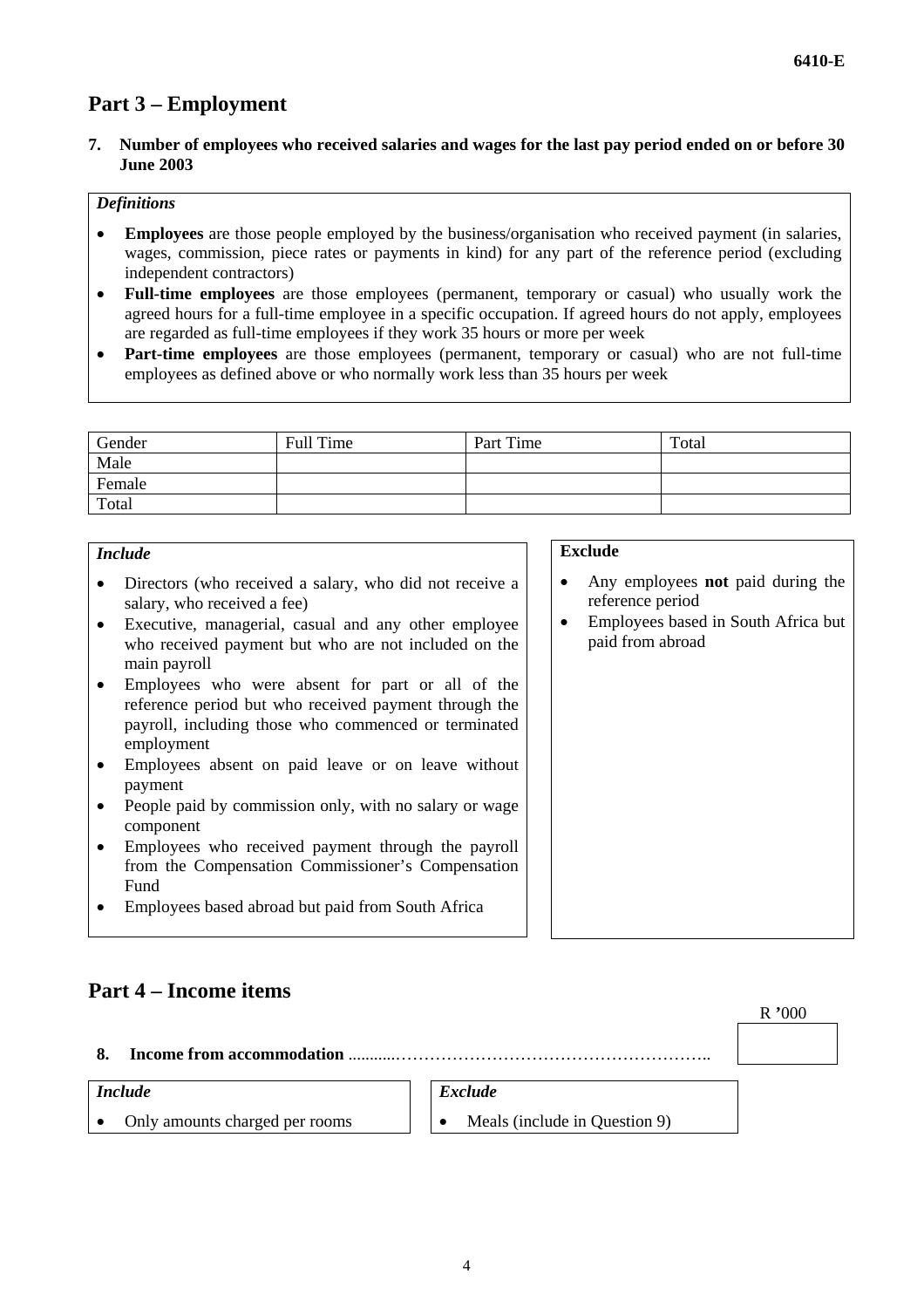## Part 3 – Employment

**7. Number of employees who received salaries and wages for the last pay period ended on or before 30 June 2003**

*Definitions*

- **Employees** are those people employed by the business/organisation who received payment (in salaries, wages, commission, piece rates or payments in kind) for any part of the reference period (excluding independent contractors)
- **Full-time employees** are those employees (permanent, temporary or casual) who usually work the agreed hours for a full-time employee in a specific occupation. If agreed hours do not apply, employees are regarded as full-time employees if they work 35 hours or more per week
- **Part-time employees** are those employees (permanent, temporary or casual) who are not full-time employees as defined above or who normally work less than 35 hours per week

| Gender | Full Time | Part Time | Total |
| --- | --- | --- | --- |
| Male | | | |
| Female | | | |
| Total | | | |

*Include*

- Directors (who received a salary, who did not receive a salary, who received a fee)
- Executive, managerial, casual and any other employee who received payment but who are not included on the main payroll
- Employees who were absent for part or all of the reference period but who received payment through the payroll, including those who commenced or terminated employment
- Employees absent on paid leave or on leave without payment
- People paid by commission only, with no salary or wage component
- Employees who received payment through the payroll from the Compensation Commissioner's Compensation Fund
- Employees based abroad but paid from South Africa

**Exclude**

- Any employees **not** paid during the reference period
- Employees based in South Africa but paid from abroad

## Part 4 – Income items

R '000

**8. Income from accommodation** ..........………………………………………………..

*Include*

- Only amounts charged per rooms

*Exclude*

- Meals (include in Question 9)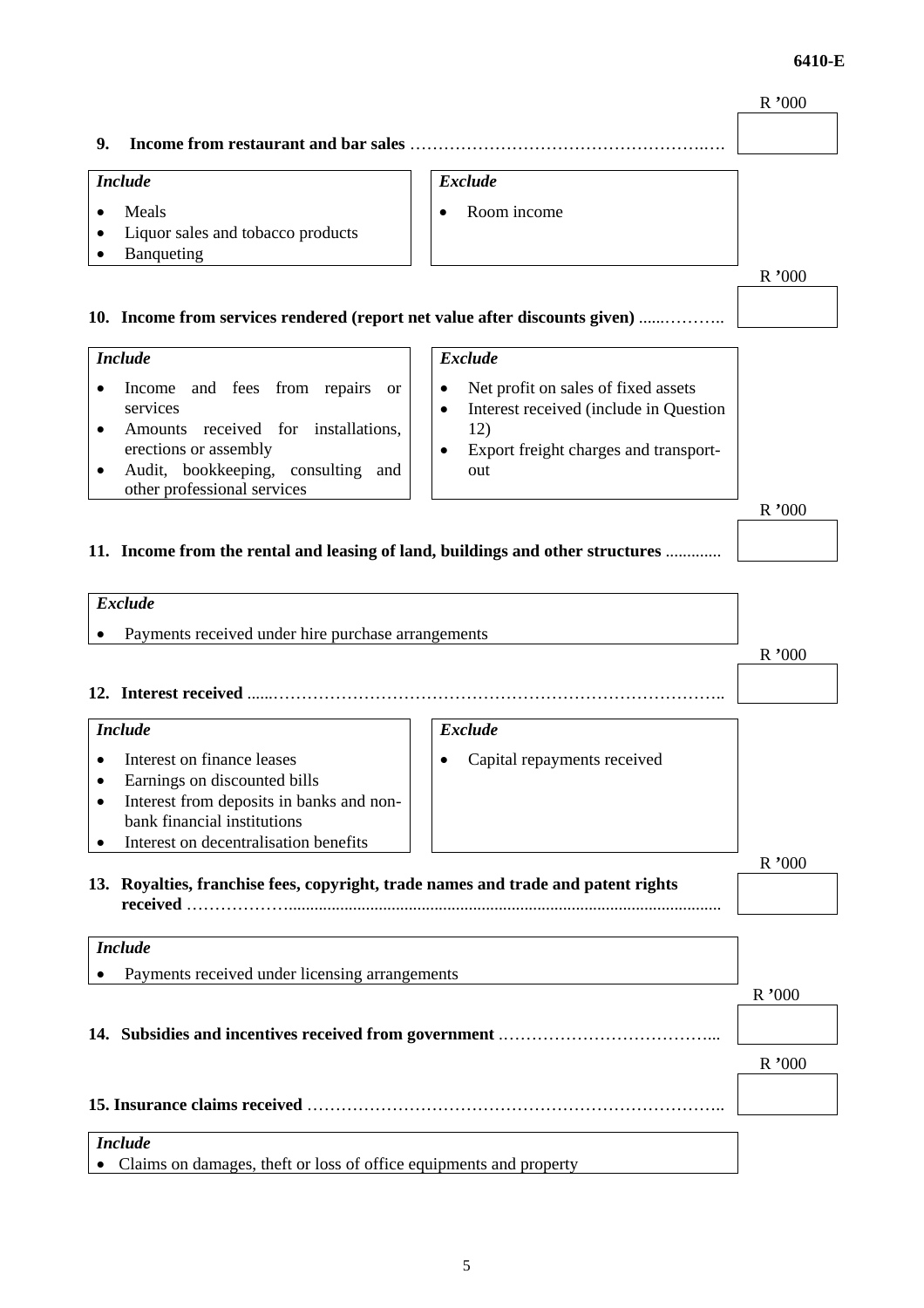**9. Income from restaurant and bar sales** ……………………………………………….…. R '000 [ ]

| *Include* | *Exclude* |
|---|---|
| • Meals<br>• Liquor sales and tobacco products<br>• Banqueting | • Room income |

**10. Income from services rendered (report net value after discounts given)** ......……….. R '000 [ ]

| *Include* | *Exclude* |
|---|---|
| • Income and fees from repairs or services<br>• Amounts received for installations, erections or assembly<br>• Audit, bookkeeping, consulting and other professional services | • Net profit on sales of fixed assets<br>• Interest received (include in Question 12)<br>• Export freight charges and transport-out |

**11. Income from the rental and leasing of land, buildings and other structures** ............ R '000 [ ]

| *Exclude* |
|---|
| • Payments received under hire purchase arrangements |

**12. Interest received** ......……………………………………………………………………….. R '000 [ ]

| *Include* | *Exclude* |
|---|---|
| • Interest on finance leases<br>• Earnings on discounted bills<br>• Interest from deposits in banks and non-bank financial institutions<br>• Interest on decentralisation benefits | • Capital repayments received |

**13. Royalties, franchise fees, copyright, trade names and trade and patent rights received** ……………….................................................................................................. R '000 [ ]

| *Include* |
|---|
| • Payments received under licensing arrangements |

**14. Subsidies and incentives received from government** ………………………………... R '000 [ ]

**15. Insurance claims received** ……………………………………………………………….. R '000 [ ]

| *Include* |
|---|
| • Claims on damages, theft or loss of office equipments and property |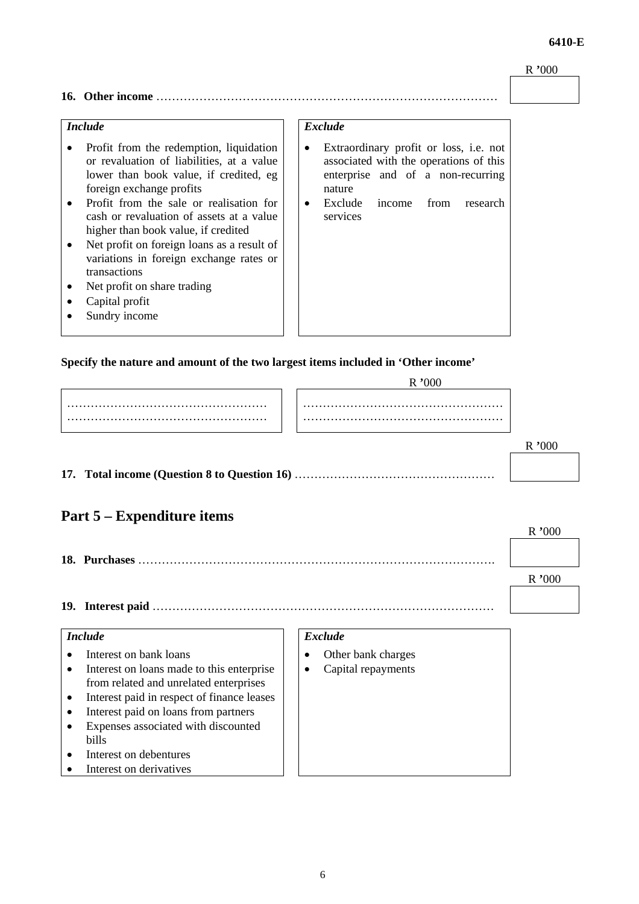R '000

**16. Other income** ………………………………………………………………………… | |

| *Include* | *Exclude* |
|---|---|
| • Profit from the redemption, liquidation or revaluation of liabilities, at a value lower than book value, if credited, eg foreign exchange profits<br>• Profit from the sale or realisation for cash or revaluation of assets at a value higher than book value, if credited<br>• Net profit on foreign loans as a result of variations in foreign exchange rates or transactions<br>• Net profit on share trading<br>• Capital profit<br>• Sundry income | • Extraordinary profit or loss, i.e. not associated with the operations of this enterprise and of a non-recurring nature<br>• Exclude income from research services |

**Specify the nature and amount of the two largest items included in 'Other income'**

| | R '000 |
|---|---|
| ……………………………………………<br>…………………………………………… | ……………………………………………<br>…………………………………………… |

R '000

**17. Total income (Question 8 to Question 16)** …………………………………………… | |

## Part 5 – Expenditure items

R '000

**18. Purchases** ………………………………………………………………………………. | |

R '000

**19. Interest paid** ………………………………………………………………………… | |

| *Include* | *Exclude* |
|---|---|
| • Interest on bank loans<br>• Interest on loans made to this enterprise from related and unrelated enterprises<br>• Interest paid in respect of finance leases<br>• Interest paid on loans from partners<br>• Expenses associated with discounted bills<br>• Interest on debentures<br>• Interest on derivatives | • Other bank charges<br>• Capital repayments |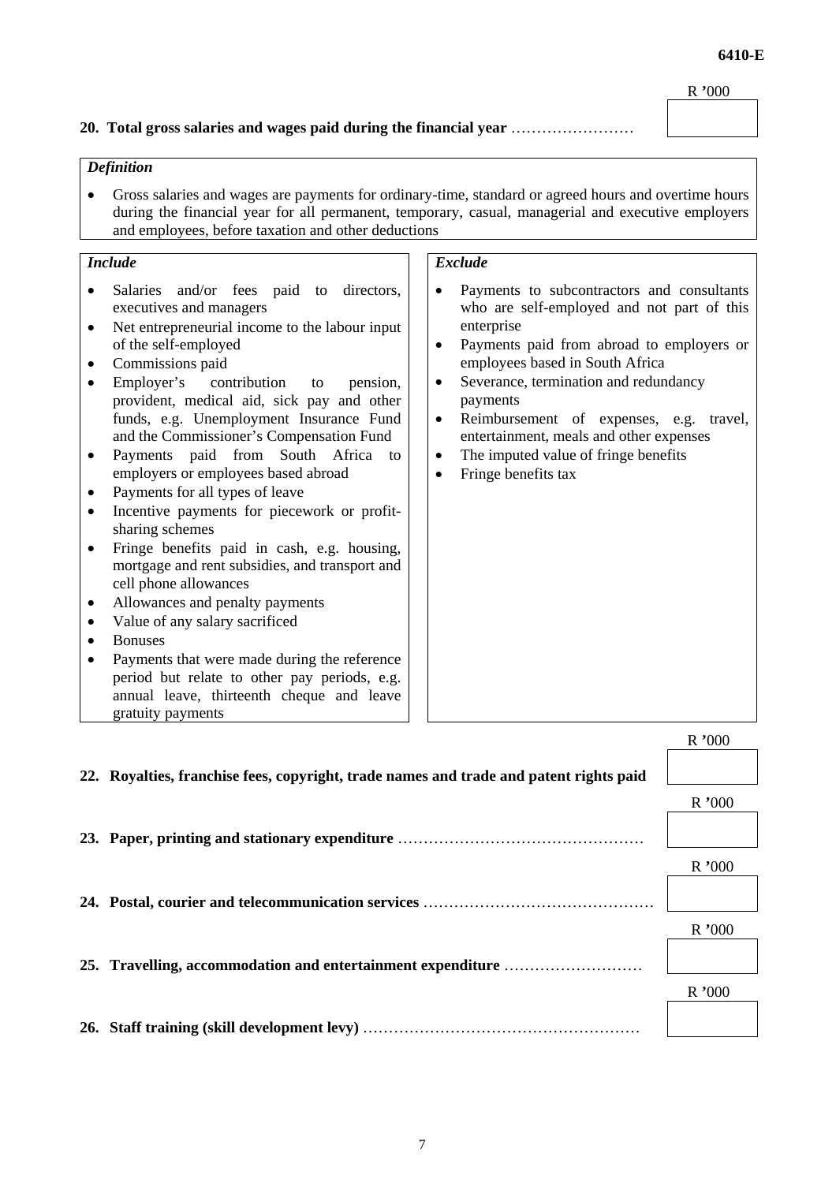**20. Total gross salaries and wages paid during the financial year** …………………… R '000

*Definition*

- Gross salaries and wages are payments for ordinary-time, standard or agreed hours and overtime hours during the financial year for all permanent, temporary, casual, managerial and executive employers and employees, before taxation and other deductions

*Include*

- Salaries and/or fees paid to directors, executives and managers
- Net entrepreneurial income to the labour input of the self-employed
- Commissions paid
- Employer's contribution to pension, provident, medical aid, sick pay and other funds, e.g. Unemployment Insurance Fund and the Commissioner's Compensation Fund
- Payments paid from South Africa to employers or employees based abroad
- Payments for all types of leave
- Incentive payments for piecework or profit-sharing schemes
- Fringe benefits paid in cash, e.g. housing, mortgage and rent subsidies, and transport and cell phone allowances
- Allowances and penalty payments
- Value of any salary sacrificed
- Bonuses
- Payments that were made during the reference period but relate to other pay periods, e.g. annual leave, thirteenth cheque and leave gratuity payments

*Exclude*

- Payments to subcontractors and consultants who are self-employed and not part of this enterprise
- Payments paid from abroad to employers or employees based in South Africa
- Severance, termination and redundancy payments
- Reimbursement of expenses, e.g. travel, entertainment, meals and other expenses
- The imputed value of fringe benefits
- Fringe benefits tax

**22. Royalties, franchise fees, copyright, trade names and trade and patent rights paid** R '000

**23. Paper, printing and stationary expenditure** ………………………………………… R '000

**24. Postal, courier and telecommunication services** ……………………………………… R '000

**25. Travelling, accommodation and entertainment expenditure** ……………………… R '000

**26. Staff training (skill development levy)** …………………………………………… R '000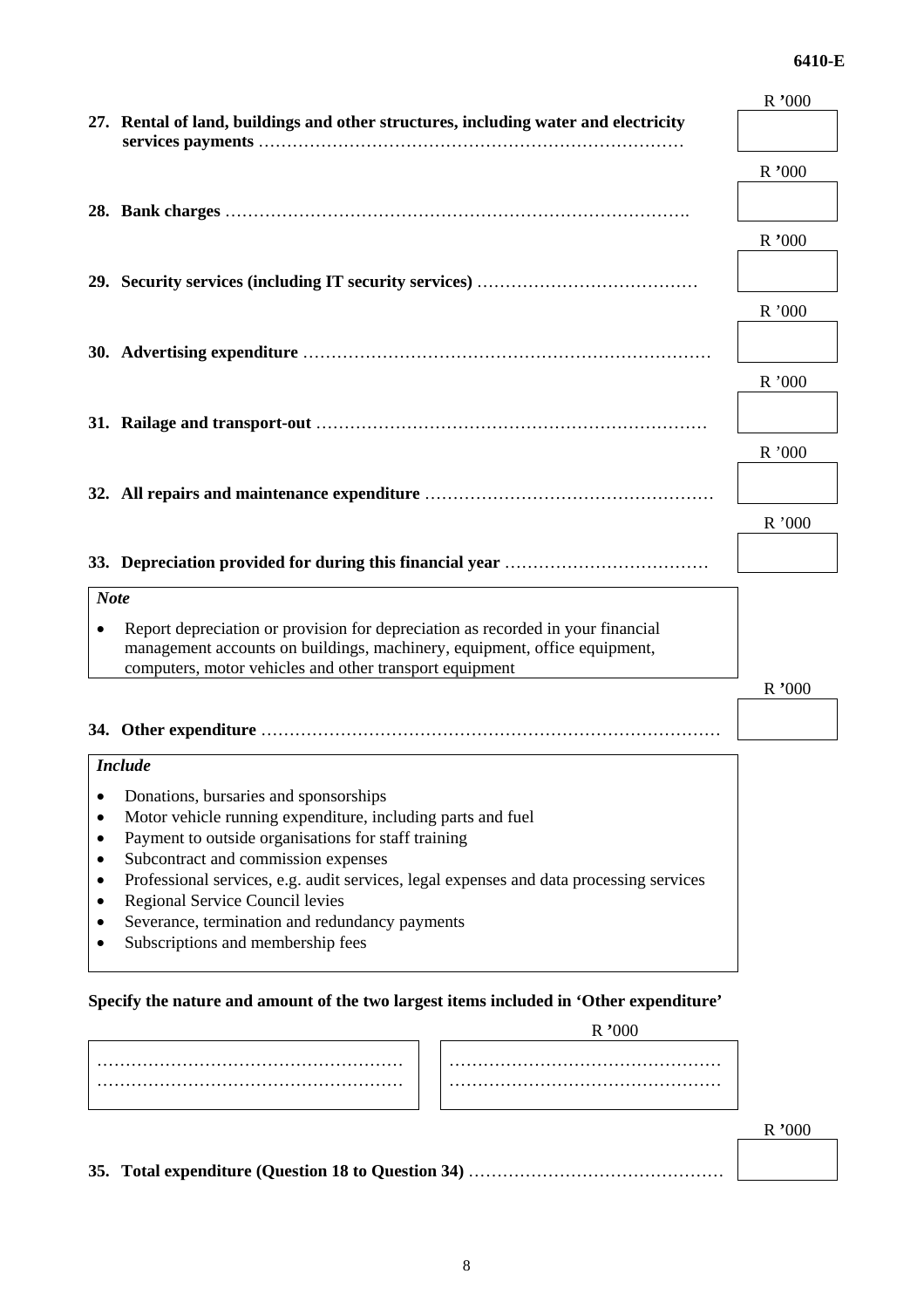**27. Rental of land, buildings and other structures, including water and electricity services payments** ……………………………………………………………… R '000

**28. Bank charges** ……………………………………………………………………. R '000

**29. Security services (including IT security services)** ………………………………… R '000

**30. Advertising expenditure** ……………………………………………………………… R '000

**31. Railage and transport-out** ………………………………………………………… R '000

**32. All repairs and maintenance expenditure** …………………………………………… R '000

**33. Depreciation provided for during this financial year** ……………………………… R '000

*Note*

- Report depreciation or provision for depreciation as recorded in your financial management accounts on buildings, machinery, equipment, office equipment, computers, motor vehicles and other transport equipment

**34. Other expenditure** ……………………………………………………………………… R '000

*Include*

- Donations, bursaries and sponsorships
- Motor vehicle running expenditure, including parts and fuel
- Payment to outside organisations for staff training
- Subcontract and commission expenses
- Professional services, e.g. audit services, legal expenses and data processing services
- Regional Service Council levies
- Severance, termination and redundancy payments
- Subscriptions and membership fees

**Specify the nature and amount of the two largest items included in 'Other expenditure'**

| | R '000 |
|---|---|
| ……………………………………………… | ………………………………………… |
| ……………………………………………… | ………………………………………… |

**35. Total expenditure (Question 18 to Question 34)** ……………………………………… R '000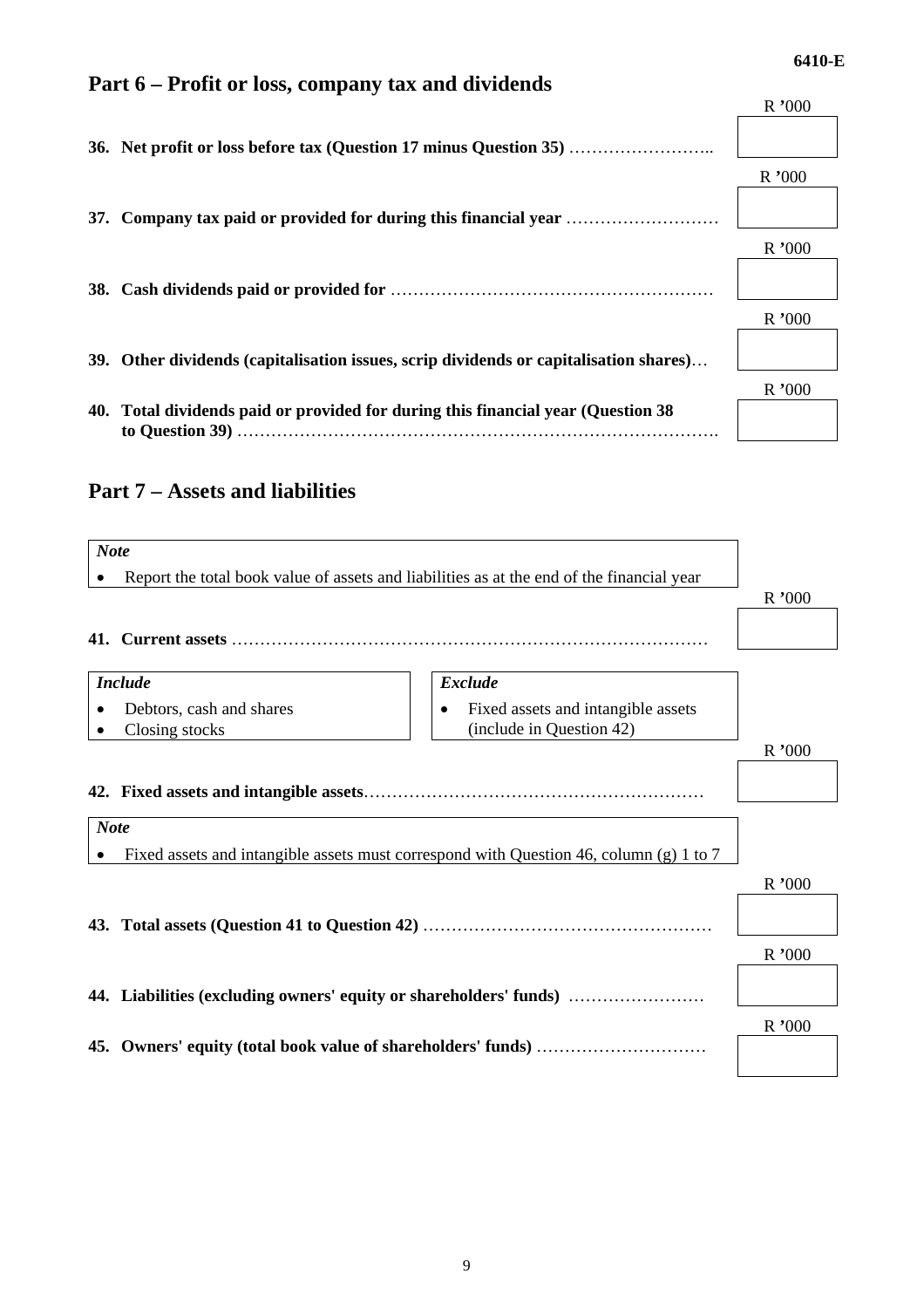## Part 6 – Profit or loss, company tax and dividends

**36. Net profit or loss before tax (Question 17 minus Question 35)** …………………….. R '000 [ ]

**37. Company tax paid or provided for during this financial year** ……………………… R '000 [ ]

**38. Cash dividends paid or provided for** ………………………………………………… R '000 [ ]

**39. Other dividends (capitalisation issues, scrip dividends or capitalisation shares)**… R '000 [ ]

**40. Total dividends paid or provided for during this financial year (Question 38 to Question 39)** ………………………………………………………………………. R '000 [ ]

## Part 7 – Assets and liabilities

***Note***

- Report the total book value of assets and liabilities as at the end of the financial year

**41. Current assets** ………………………………………………………………………… R '000 [ ]

| *Include* | *Exclude* |
|---|---|
| • Debtors, cash and shares<br>• Closing stocks | • Fixed assets and intangible assets (include in Question 42) |

**42. Fixed assets and intangible assets**…………………………………………………… R '000 [ ]

***Note***

- Fixed assets and intangible assets must correspond with Question 46, column (g) 1 to 7

**43. Total assets (Question 41 to Question 42)** …………………………………………… R '000 [ ]

**44. Liabilities (excluding owners' equity or shareholders' funds)** …………………… R '000 [ ]

**45. Owners' equity (total book value of shareholders' funds)** ………………………… R '000 [ ]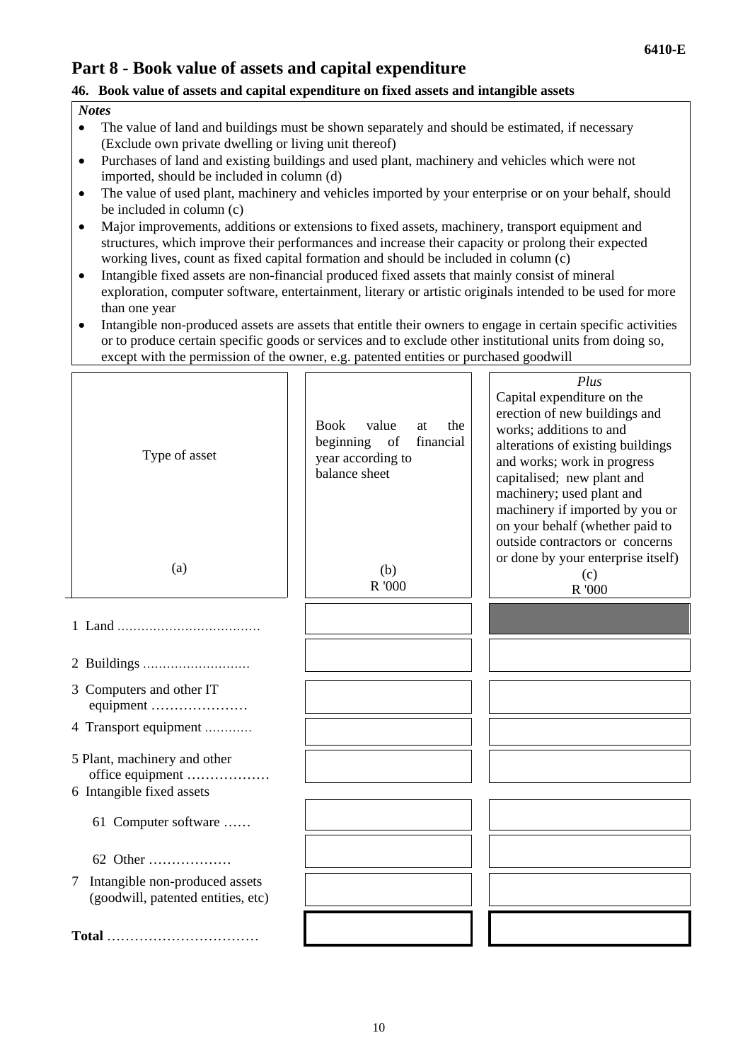6410-E

## Part 8 - Book value of assets and capital expenditure

### 46. Book value of assets and capital expenditure on fixed assets and intangible assets

*Notes*

- The value of land and buildings must be shown separately and should be estimated, if necessary (Exclude own private dwelling or living unit thereof)
- Purchases of land and existing buildings and used plant, machinery and vehicles which were not imported, should be included in column (d)
- The value of used plant, machinery and vehicles imported by your enterprise or on your behalf, should be included in column (c)
- Major improvements, additions or extensions to fixed assets, machinery, transport equipment and structures, which improve their performances and increase their capacity or prolong their expected working lives, count as fixed capital formation and should be included in column (c)
- Intangible fixed assets are non-financial produced fixed assets that mainly consist of mineral exploration, computer software, entertainment, literary or artistic originals intended to be used for more than one year
- Intangible non-produced assets are assets that entitle their owners to engage in certain specific activities or to produce certain specific goods or services and to exclude other institutional units from doing so, except with the permission of the owner, e.g. patented entities or purchased goodwill

| Type of asset<br><br>(a) | Book value at the beginning of financial year according to balance sheet<br><br>(b)<br>R '000 | *Plus*<br>Capital expenditure on the erection of new buildings and works; additions to and alterations of existing buildings and works; work in progress capitalised; new plant and machinery; used plant and machinery if imported by you or on your behalf (whether paid to outside contractors or concerns or done by your enterprise itself)<br>(c)<br>R '000 |
|---|---|---|
| 1 Land .................................... | | |
| 2 Buildings ........................... | | |
| 3 Computers and other IT equipment ………………… | | |
| 4 Transport equipment ............ | | |
| 5 Plant, machinery and other office equipment ……………… | | |
| 6 Intangible fixed assets | | |
| 61 Computer software …… | | |
| 62 Other ……………… | | |
| 7 Intangible non-produced assets (goodwill, patented entities, etc) | | |
| **Total** …………………………… | | |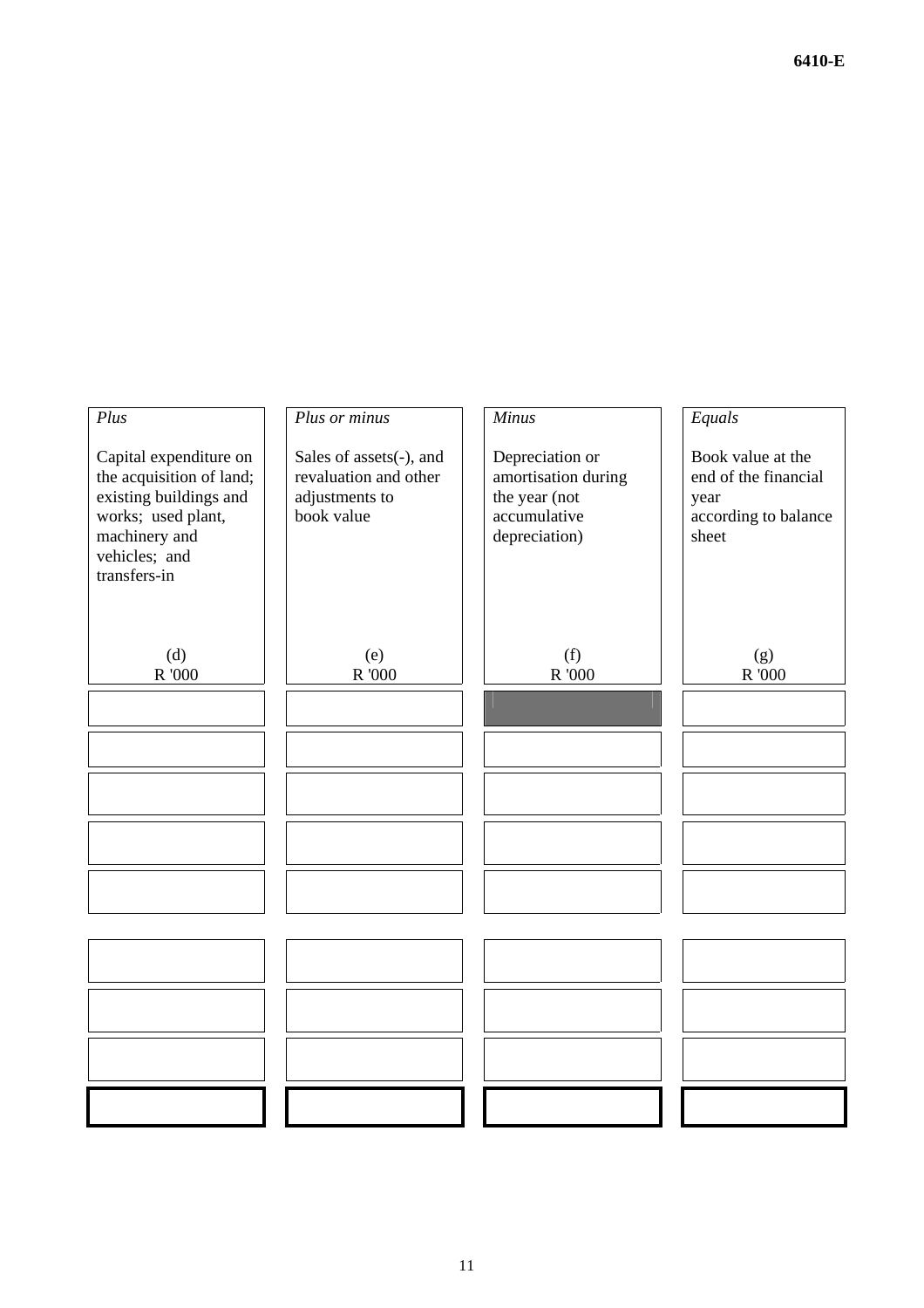| *Plus*<br><br>Capital expenditure on the acquisition of land; existing buildings and works; used plant, machinery and vehicles; and transfers-in<br><br>(d)<br>R '000 | *Plus or minus*<br><br>Sales of assets(-), and revaluation and other adjustments to book value<br><br>(e)<br>R '000 | *Minus*<br><br>Depreciation or amortisation during the year (not accumulative depreciation)<br><br>(f)<br>R '000 | *Equals*<br><br>Book value at the end of the financial year according to balance sheet<br><br>(g)<br>R '000 |
|---|---|---|---|
| | | | |
| | | | |
| | | | |
| | | | |
| | | | |
| | | | |
| | | | |
| | | | |
| | | | |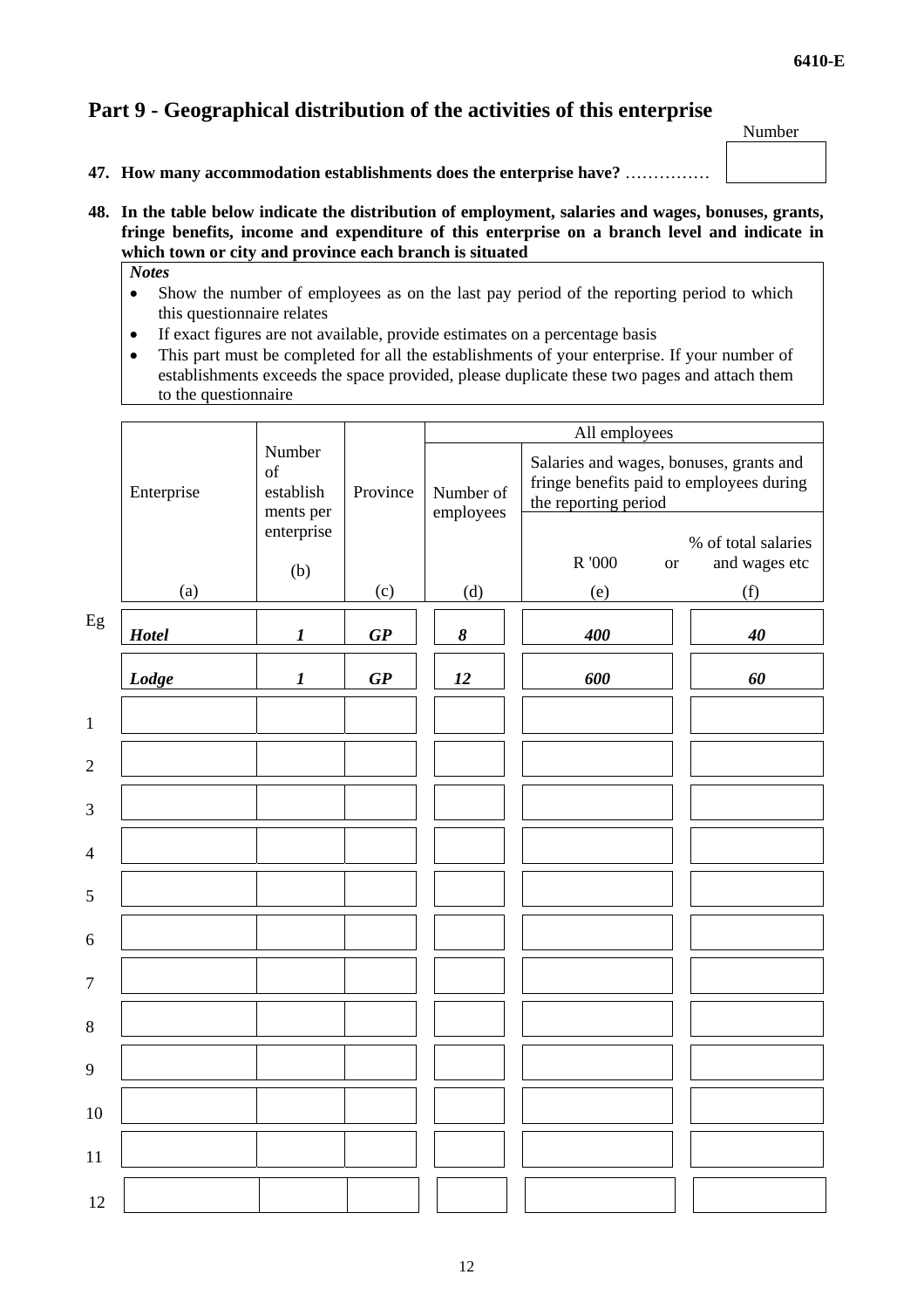## Part 9 - Geographical distribution of the activities of this enterprise

**47. How many accommodation establishments does the enterprise have?** ……………

| Number |
|---|
| |

**48. In the table below indicate the distribution of employment, salaries and wages, bonuses, grants, fringe benefits, income and expenditure of this enterprise on a branch level and indicate in which town or city and province each branch is situated**

*Notes*

- Show the number of employees as on the last pay period of the reporting period to which this questionnaire relates
- If exact figures are not available, provide estimates on a percentage basis
- This part must be completed for all the establishments of your enterprise. If your number of establishments exceeds the space provided, please duplicate these two pages and attach them to the questionnaire

| | Enterprise | Number of establish ments per enterprise | Province | All employees | | |
|---|---|---|---|---|---|---|
| | | | | Number of employees | Salaries and wages, bonuses, grants and fringe benefits paid to employees during the reporting period | |
| | | | | | R '000 or | % of total salaries and wages etc |
| | (a) | (b) | (c) | (d) | (e) | (f) |
| Eg | ***Hotel*** | ***1*** | ***GP*** | ***8*** | ***400*** | ***40*** |
| | ***Lodge*** | ***1*** | ***GP*** | ***12*** | ***600*** | ***60*** |
| 1 | | | | | | |
| 2 | | | | | | |
| 3 | | | | | | |
| 4 | | | | | | |
| 5 | | | | | | |
| 6 | | | | | | |
| 7 | | | | | | |
| 8 | | | | | | |
| 9 | | | | | | |
| 10 | | | | | | |
| 11 | | | | | | |
| 12 | | | | | | |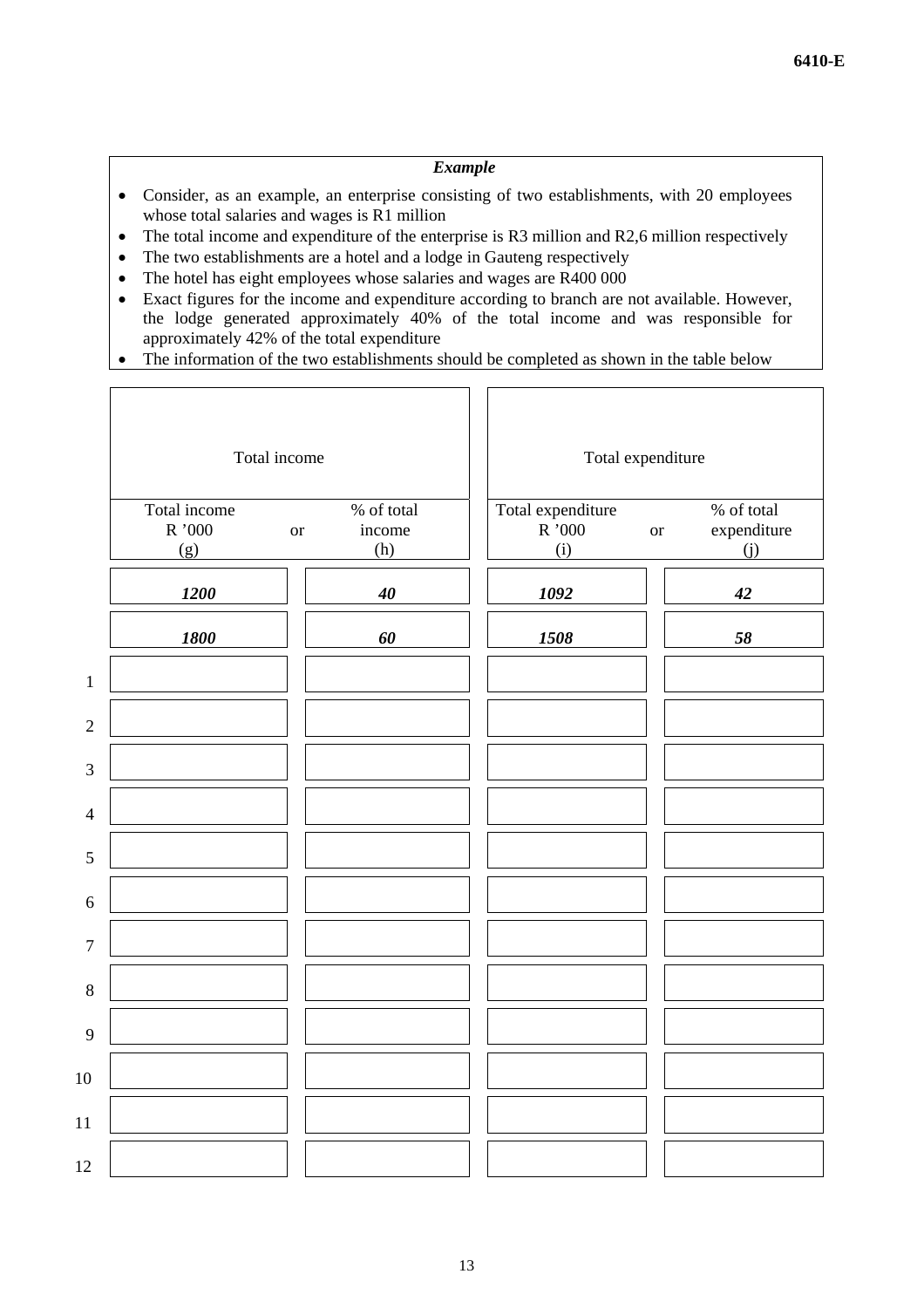*Example*

- Consider, as an example, an enterprise consisting of two establishments, with 20 employees whose total salaries and wages is R1 million
- The total income and expenditure of the enterprise is R3 million and R2,6 million respectively
- The two establishments are a hotel and a lodge in Gauteng respectively
- The hotel has eight employees whose salaries and wages are R400 000
- Exact figures for the income and expenditure according to branch are not available. However, the lodge generated approximately 40% of the total income and was responsible for approximately 42% of the total expenditure
- The information of the two establishments should be completed as shown in the table below

| | Total income | | | Total expenditure | | |
|---|---|---|---|---|---|---|
| | Total income R '000 (g) | or | % of total income (h) | Total expenditure R '000 (i) | or | % of total expenditure (j) |
| | ***1200*** | | ***40*** | ***1092*** | | ***42*** |
| | ***1800*** | | ***60*** | ***1508*** | | ***58*** |
| 1 | | | | | | |
| 2 | | | | | | |
| 3 | | | | | | |
| 4 | | | | | | |
| 5 | | | | | | |
| 6 | | | | | | |
| 7 | | | | | | |
| 8 | | | | | | |
| 9 | | | | | | |
| 10 | | | | | | |
| 11 | | | | | | |
| 12 | | | | | | |